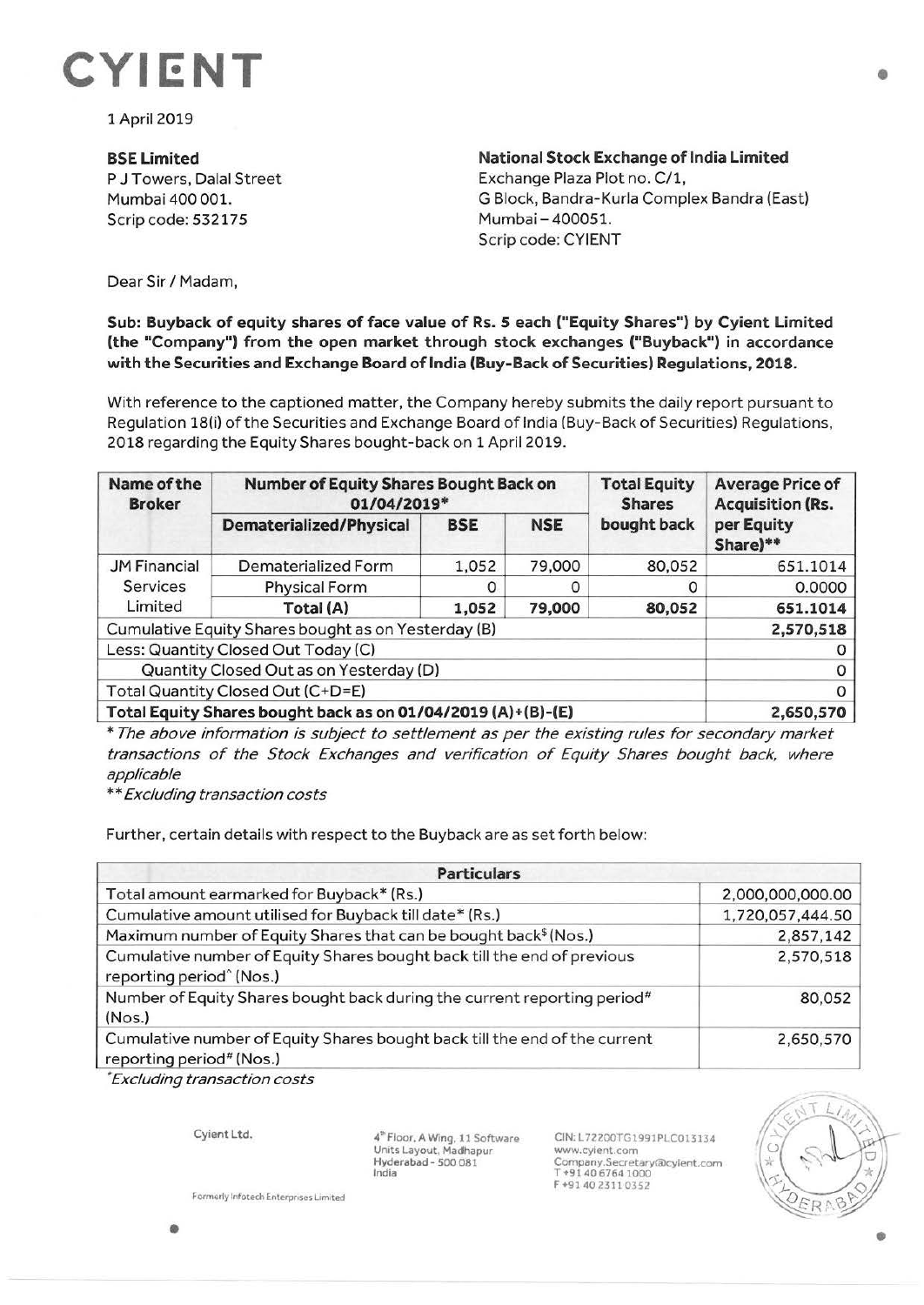# CYIENT

1 April 2019

**BSE Limited**
P J Towers, Dalal Street
Mumbai 400 001.
Scrip code: 532175

**National Stock Exchange of India Limited**
Exchange Plaza Plot no. C/1,
G Block, Bandra-Kurla Complex Bandra (East)
Mumbai – 400051.
Scrip code: CYIENT

Dear Sir / Madam,

**Sub: Buyback of equity shares of face value of Rs. 5 each ("Equity Shares") by Cyient Limited (the "Company") from the open market through stock exchanges ("Buyback") in accordance with the Securities and Exchange Board of India (Buy-Back of Securities) Regulations, 2018.**

With reference to the captioned matter, the Company hereby submits the daily report pursuant to Regulation 18(i) of the Securities and Exchange Board of India (Buy-Back of Securities) Regulations, 2018 regarding the Equity Shares bought-back on 1 April 2019.

| Name of the Broker | Number of Equity Shares Bought Back on 01/04/2019* | | | Total Equity Shares bought back | Average Price of Acquisition (Rs. per Equity Share)** |
|---|---|---|---|---|---|
| | Dematerialized/Physical | BSE | NSE | | |
| JM Financial Services Limited | Dematerialized Form | 1,052 | 79,000 | 80,052 | 651.1014 |
| | Physical Form | 0 | 0 | 0 | 0.0000 |
| | **Total (A)** | **1,052** | **79,000** | **80,052** | **651.1014** |
| Cumulative Equity Shares bought as on Yesterday (B) | | | | | **2,570,518** |
| Less: Quantity Closed Out Today (C) | | | | | 0 |
| Quantity Closed Out as on Yesterday (D) | | | | | 0 |
| Total Quantity Closed Out (C+D=E) | | | | | 0 |
| **Total Equity Shares bought back as on 01/04/2019 (A)+(B)-(E)** | | | | | **2,650,570** |

*\* The above information is subject to settlement as per the existing rules for secondary market transactions of the Stock Exchanges and verification of Equity Shares bought back, where applicable*

*\*\* Excluding transaction costs*

Further, certain details with respect to the Buyback are as set forth below:

| Particulars | |
|---|---|
| Total amount earmarked for Buyback* (Rs.) | 2,000,000,000.00 |
| Cumulative amount utilised for Buyback till date* (Rs.) | 1,720,057,444.50 |
| Maximum number of Equity Shares that can be bought back$ (Nos.) | 2,857,142 |
| Cumulative number of Equity Shares bought back till the end of previous reporting period^ (Nos.) | 2,570,518 |
| Number of Equity Shares bought back during the current reporting period# (Nos.) | 80,052 |
| Cumulative number of Equity Shares bought back till the end of the current reporting period# (Nos.) | 2,650,570 |

*\*Excluding transaction costs*

Cyient Ltd.
Formerly Infotech Enterprises Limited

4th Floor, A Wing, 11 Software Units Layout, Madhapur
Hyderabad - 500 081
India

CIN: L72200TG1991PLC013134
www.cyient.com
Company.Secretary@cyient.com
T +91 40 6764 1000
F +91 40 2311 0352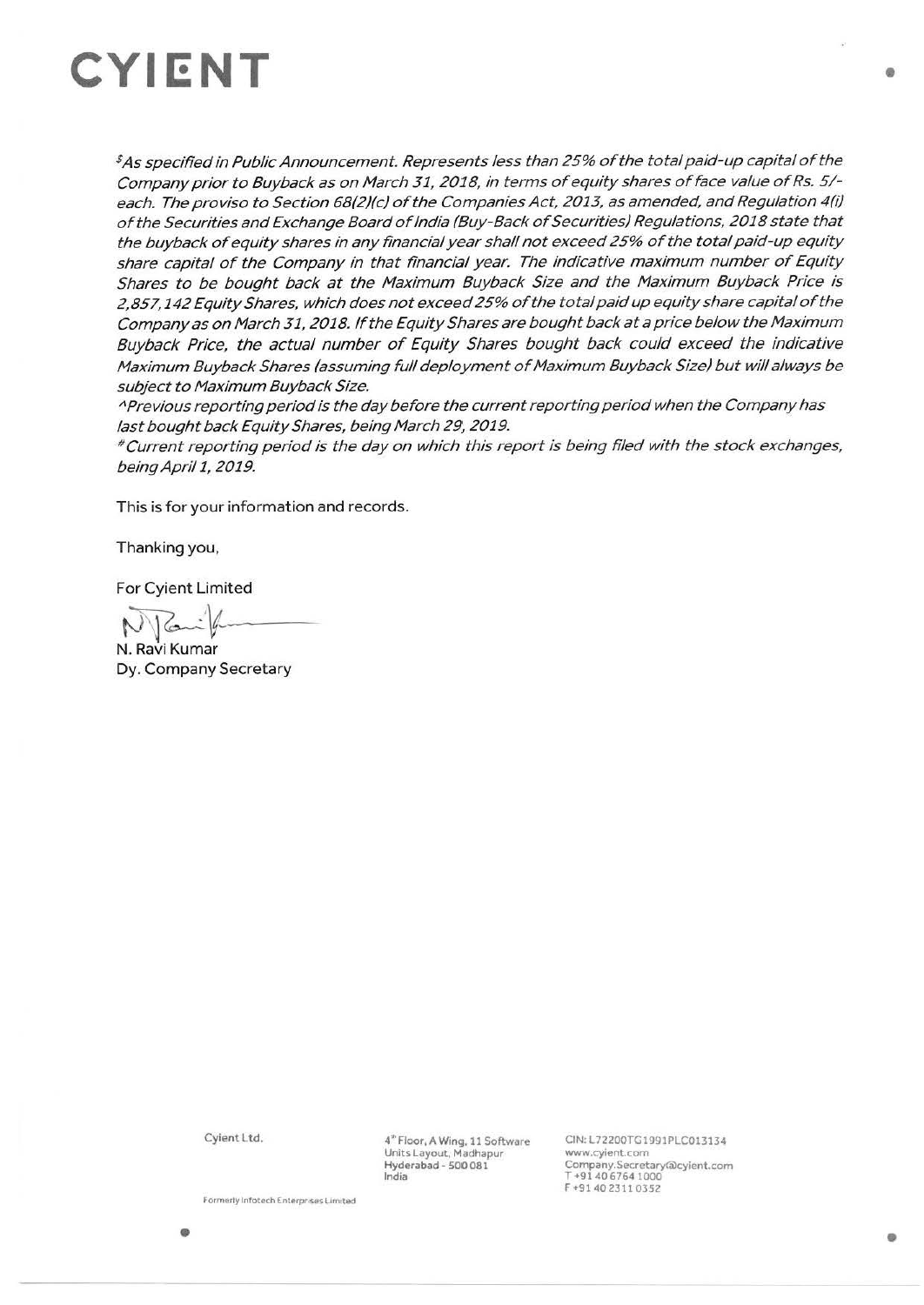# CYIENT

*$As specified in Public Announcement. Represents less than 25% of the total paid-up capital of the Company prior to Buyback as on March 31, 2018, in terms of equity shares of face value of Rs. 5/- each. The proviso to Section 68(2)(c) of the Companies Act, 2013, as amended, and Regulation 4(i) of the Securities and Exchange Board of India (Buy-Back of Securities) Regulations, 2018 state that the buyback of equity shares in any financial year shall not exceed 25% of the total paid-up equity share capital of the Company in that financial year. The indicative maximum number of Equity Shares to be bought back at the Maximum Buyback Size and the Maximum Buyback Price is 2,857,142 Equity Shares, which does not exceed 25% of the total paid up equity share capital of the Company as on March 31, 2018. If the Equity Shares are bought back at a price below the Maximum Buyback Price, the actual number of Equity Shares bought back could exceed the indicative Maximum Buyback Shares (assuming full deployment of Maximum Buyback Size) but will always be subject to Maximum Buyback Size.*

*^Previous reporting period is the day before the current reporting period when the Company has last bought back Equity Shares, being March 29, 2019.*

*#Current reporting period is the day on which this report is being filed with the stock exchanges, being April 1, 2019.*

This is for your information and records.

Thanking you,

For Cyient Limited

N. Ravi Kumar
Dy. Company Secretary

Cyient Ltd.

4th Floor, A Wing, 11 Software Units Layout, Madhapur Hyderabad - 500 081 India

CIN: L72200TG1991PLC013134
www.cyient.com
Company.Secretary@cyient.com
T +91 40 6764 1000
F +91 40 2311 0352

Formerly Infotech Enterprises Limited